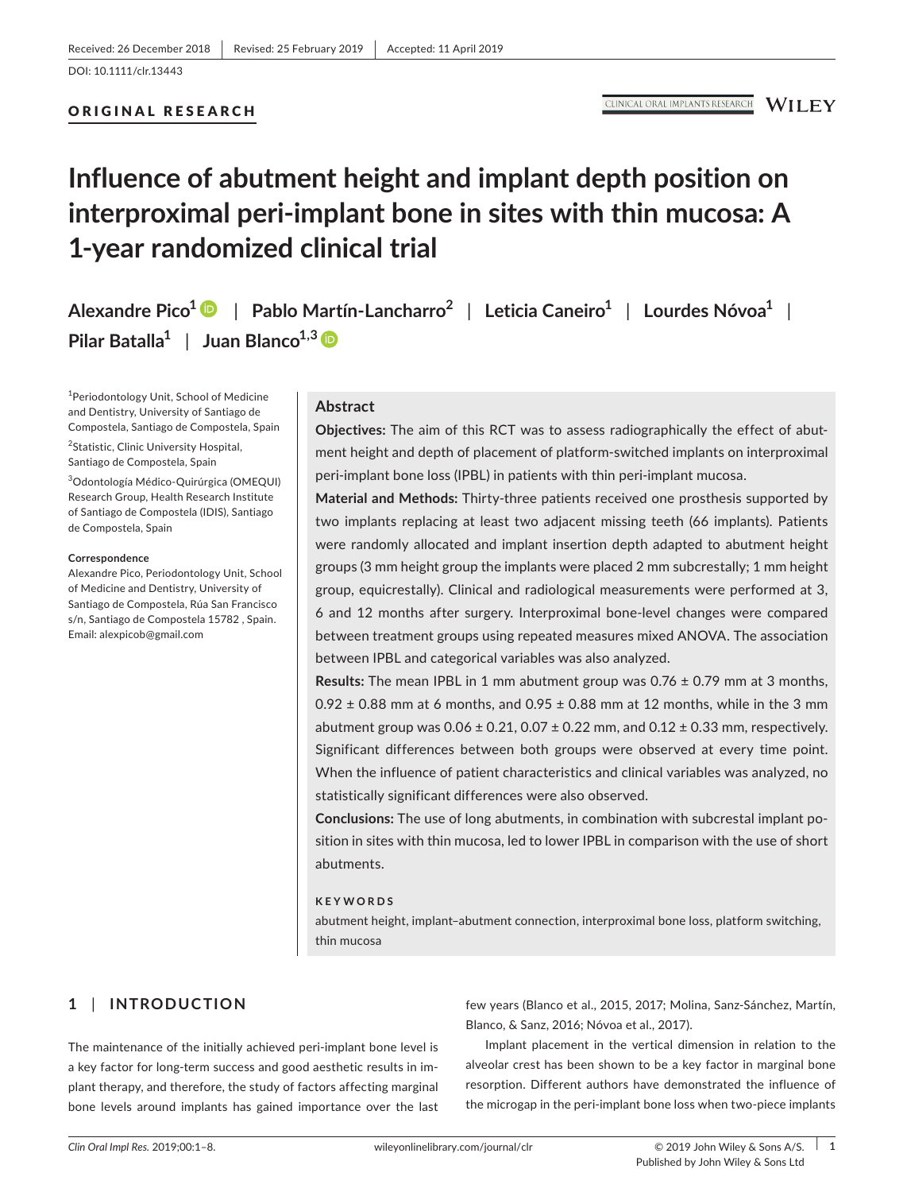Received: 26 December 2018 | Revised: 25 February 2019 | Accepted: 11 April 2019

DOI: 10.1111/clr.13443

ORIGINAL RESEARCH

# Influence of abutment height and implant depth position on interproximal peri-implant bone in sites with thin mucosa: A 1-year randomized clinical trial

**Alexandre Pico[1] | Pablo Martín-Lancharro[2] | Leticia Caneiro[1] | Lourdes Nóvoa[1] | Pilar Batalla[1] | Juan Blanco[1,3]**

[1]Periodontology Unit, School of Medicine and Dentistry, University of Santiago de Compostela, Santiago de Compostela, Spain

[2]Statistic, Clinic University Hospital, Santiago de Compostela, Spain

[3]Odontología Médico-Quirúrgica (OMEQUI) Research Group, Health Research Institute of Santiago de Compostela (IDIS), Santiago de Compostela, Spain

**Correspondence**
Alexandre Pico, Periodontology Unit, School of Medicine and Dentistry, University of Santiago de Compostela, Rúa San Francisco s/n, Santiago de Compostela 15782 , Spain.
Email: alexpicob@gmail.com

## Abstract

**Objectives:** The aim of this RCT was to assess radiographically the effect of abutment height and depth of placement of platform-switched implants on interproximal peri-implant bone loss (IPBL) in patients with thin peri-implant mucosa.

**Material and Methods:** Thirty-three patients received one prosthesis supported by two implants replacing at least two adjacent missing teeth (66 implants). Patients were randomly allocated and implant insertion depth adapted to abutment height groups (3 mm height group the implants were placed 2 mm subcrestally; 1 mm height group, equicrestally). Clinical and radiological measurements were performed at 3, 6 and 12 months after surgery. Interproximal bone-level changes were compared between treatment groups using repeated measures mixed ANOVA. The association between IPBL and categorical variables was also analyzed.

**Results:** The mean IPBL in 1 mm abutment group was 0.76 ± 0.79 mm at 3 months, 0.92 ± 0.88 mm at 6 months, and 0.95 ± 0.88 mm at 12 months, while in the 3 mm abutment group was 0.06 ± 0.21, 0.07 ± 0.22 mm, and 0.12 ± 0.33 mm, respectively. Significant differences between both groups were observed at every time point. When the influence of patient characteristics and clinical variables was analyzed, no statistically significant differences were also observed.

**Conclusions:** The use of long abutments, in combination with subcrestal implant position in sites with thin mucosa, led to lower IPBL in comparison with the use of short abutments.

**KEYWORDS**
abutment height, implant–abutment connection, interproximal bone loss, platform switching, thin mucosa

## 1 | INTRODUCTION

The maintenance of the initially achieved peri-implant bone level is a key factor for long-term success and good aesthetic results in implant therapy, and therefore, the study of factors affecting marginal bone levels around implants has gained importance over the last few years (Blanco et al., 2015, 2017; Molina, Sanz-Sánchez, Martín, Blanco, & Sanz, 2016; Nóvoa et al., 2017).

Implant placement in the vertical dimension in relation to the alveolar crest has been shown to be a key factor in marginal bone resorption. Different authors have demonstrated the influence of the microgap in the peri-implant bone loss when two-piece implants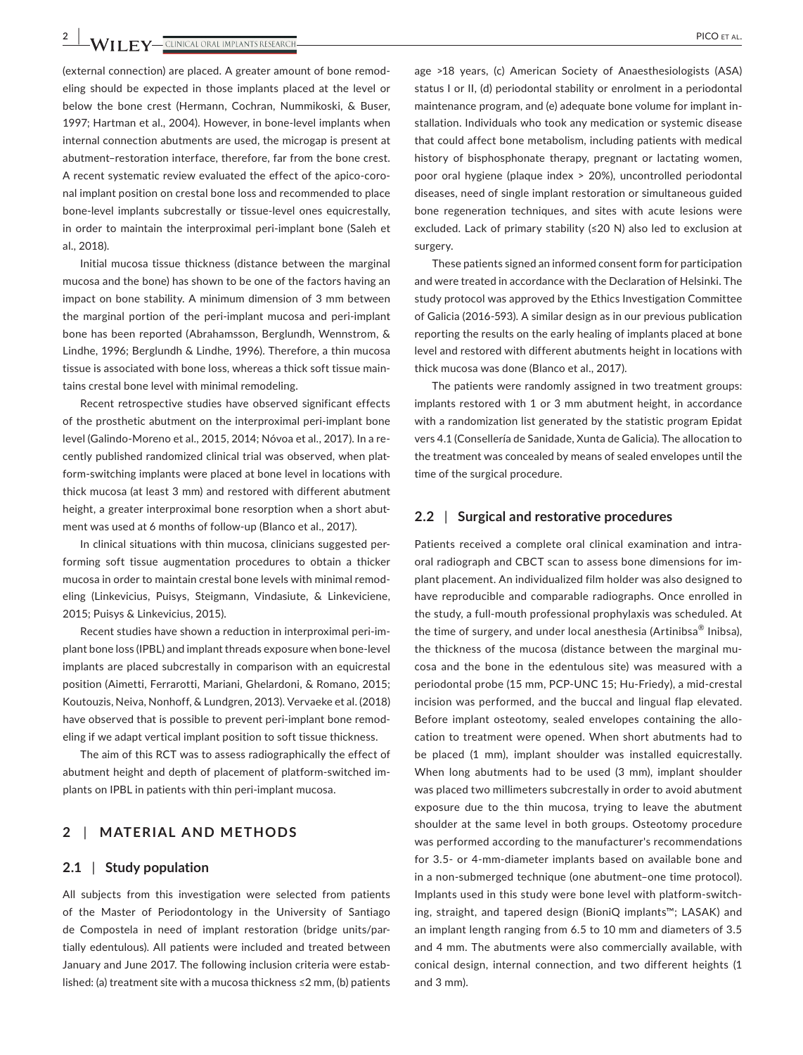(external connection) are placed. A greater amount of bone remodeling should be expected in those implants placed at the level or below the bone crest (Hermann, Cochran, Nummikoski, & Buser, 1997; Hartman et al., 2004). However, in bone-level implants when internal connection abutments are used, the microgap is present at abutment–restoration interface, therefore, far from the bone crest. A recent systematic review evaluated the effect of the apico-coronal implant position on crestal bone loss and recommended to place bone-level implants subcrestally or tissue-level ones equicrestally, in order to maintain the interproximal peri-implant bone (Saleh et al., 2018).

Initial mucosa tissue thickness (distance between the marginal mucosa and the bone) has shown to be one of the factors having an impact on bone stability. A minimum dimension of 3 mm between the marginal portion of the peri-implant mucosa and peri-implant bone has been reported (Abrahamsson, Berglundh, Wennstrom, & Lindhe, 1996; Berglundh & Lindhe, 1996). Therefore, a thin mucosa tissue is associated with bone loss, whereas a thick soft tissue maintains crestal bone level with minimal remodeling.

Recent retrospective studies have observed significant effects of the prosthetic abutment on the interproximal peri-implant bone level (Galindo-Moreno et al., 2015, 2014; Nóvoa et al., 2017). In a recently published randomized clinical trial was observed, when platform-switching implants were placed at bone level in locations with thick mucosa (at least 3 mm) and restored with different abutment height, a greater interproximal bone resorption when a short abutment was used at 6 months of follow-up (Blanco et al., 2017).

In clinical situations with thin mucosa, clinicians suggested performing soft tissue augmentation procedures to obtain a thicker mucosa in order to maintain crestal bone levels with minimal remodeling (Linkevicius, Puisys, Steigmann, Vindasiute, & Linkeviciene, 2015; Puisys & Linkevicius, 2015).

Recent studies have shown a reduction in interproximal peri-implant bone loss (IPBL) and implant threads exposure when bone-level implants are placed subcrestally in comparison with an equicrestal position (Aimetti, Ferrarotti, Mariani, Ghelardoni, & Romano, 2015; Koutouzis, Neiva, Nonhoff, & Lundgren, 2013). Vervaeke et al. (2018) have observed that is possible to prevent peri-implant bone remodeling if we adapt vertical implant position to soft tissue thickness.

The aim of this RCT was to assess radiographically the effect of abutment height and depth of placement of platform-switched implants on IPBL in patients with thin peri-implant mucosa.

## 2 | MATERIAL AND METHODS

### 2.1 | Study population

All subjects from this investigation were selected from patients of the Master of Periodontology in the University of Santiago de Compostela in need of implant restoration (bridge units/partially edentulous). All patients were included and treated between January and June 2017. The following inclusion criteria were established: (a) treatment site with a mucosa thickness ≤2 mm, (b) patients age >18 years, (c) American Society of Anaesthesiologists (ASA) status I or II, (d) periodontal stability or enrolment in a periodontal maintenance program, and (e) adequate bone volume for implant installation. Individuals who took any medication or systemic disease that could affect bone metabolism, including patients with medical history of bisphosphonate therapy, pregnant or lactating women, poor oral hygiene (plaque index > 20%), uncontrolled periodontal diseases, need of single implant restoration or simultaneous guided bone regeneration techniques, and sites with acute lesions were excluded. Lack of primary stability (≤20 N) also led to exclusion at surgery.

These patients signed an informed consent form for participation and were treated in accordance with the Declaration of Helsinki. The study protocol was approved by the Ethics Investigation Committee of Galicia (2016-593). A similar design as in our previous publication reporting the results on the early healing of implants placed at bone level and restored with different abutments height in locations with thick mucosa was done (Blanco et al., 2017).

The patients were randomly assigned in two treatment groups: implants restored with 1 or 3 mm abutment height, in accordance with a randomization list generated by the statistic program Epidat vers 4.1 (Consellería de Sanidade, Xunta de Galicia). The allocation to the treatment was concealed by means of sealed envelopes until the time of the surgical procedure.

### 2.2 | Surgical and restorative procedures

Patients received a complete oral clinical examination and intraoral radiograph and CBCT scan to assess bone dimensions for implant placement. An individualized film holder was also designed to have reproducible and comparable radiographs. Once enrolled in the study, a full-mouth professional prophylaxis was scheduled. At the time of surgery, and under local anesthesia (Artinibsa® Inibsa), the thickness of the mucosa (distance between the marginal mucosa and the bone in the edentulous site) was measured with a periodontal probe (15 mm, PCP-UNC 15; Hu-Friedy), a mid-crestal incision was performed, and the buccal and lingual flap elevated. Before implant osteotomy, sealed envelopes containing the allocation to treatment were opened. When short abutments had to be placed (1 mm), implant shoulder was installed equicrestally. When long abutments had to be used (3 mm), implant shoulder was placed two millimeters subcrestally in order to avoid abutment exposure due to the thin mucosa, trying to leave the abutment shoulder at the same level in both groups. Osteotomy procedure was performed according to the manufacturer's recommendations for 3.5- or 4-mm-diameter implants based on available bone and in a non-submerged technique (one abutment–one time protocol). Implants used in this study were bone level with platform-switching, straight, and tapered design (BioniQ implants™; LASAK) and an implant length ranging from 6.5 to 10 mm and diameters of 3.5 and 4 mm. The abutments were also commercially available, with conical design, internal connection, and two different heights (1 and 3 mm).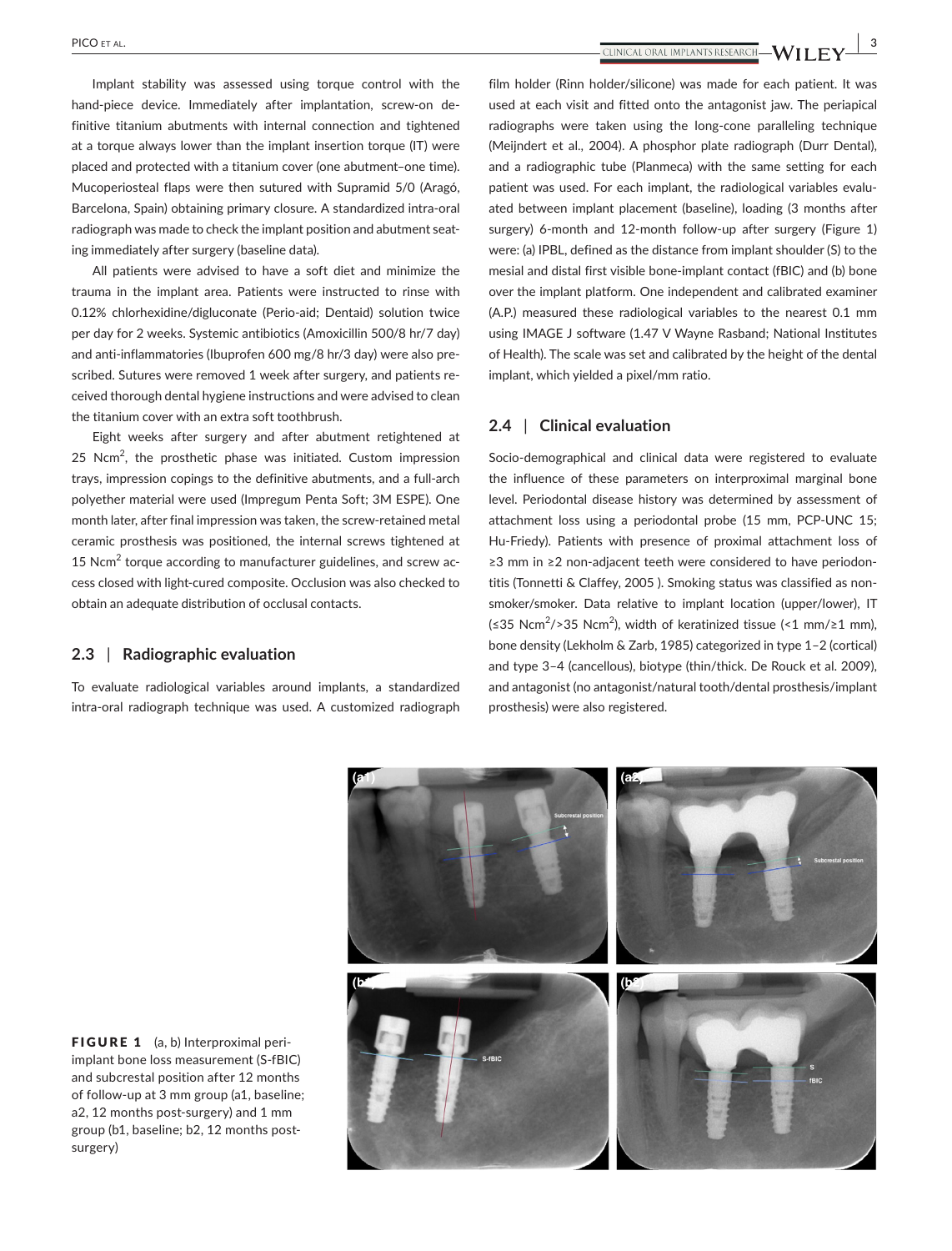Implant stability was assessed using torque control with the hand-piece device. Immediately after implantation, screw-on definitive titanium abutments with internal connection and tightened at a torque always lower than the implant insertion torque (IT) were placed and protected with a titanium cover (one abutment–one time). Mucoperiosteal flaps were then sutured with Supramid 5/0 (Aragó, Barcelona, Spain) obtaining primary closure. A standardized intra-oral radiograph was made to check the implant position and abutment seating immediately after surgery (baseline data).

All patients were advised to have a soft diet and minimize the trauma in the implant area. Patients were instructed to rinse with 0.12% chlorhexidine/digluconate (Perio-aid; Dentaid) solution twice per day for 2 weeks. Systemic antibiotics (Amoxicillin 500/8 hr/7 day) and anti-inflammatories (Ibuprofen 600 mg/8 hr/3 day) were also prescribed. Sutures were removed 1 week after surgery, and patients received thorough dental hygiene instructions and were advised to clean the titanium cover with an extra soft toothbrush.

Eight weeks after surgery and after abutment retightened at 25 $Ncm^2$, the prosthetic phase was initiated. Custom impression trays, impression copings to the definitive abutments, and a full-arch polyether material were used (Impregum Penta Soft; 3M ESPE). One month later, after final impression was taken, the screw-retained metal ceramic prosthesis was positioned, the internal screws tightened at 15 $Ncm^2$ torque according to manufacturer guidelines, and screw access closed with light-cured composite. Occlusion was also checked to obtain an adequate distribution of occlusal contacts.

### 2.3 | Radiographic evaluation

To evaluate radiological variables around implants, a standardized intra-oral radiograph technique was used. A customized radiograph film holder (Rinn holder/silicone) was made for each patient. It was used at each visit and fitted onto the antagonist jaw. The periapical radiographs were taken using the long-cone paralleling technique (Meijndert et al., 2004). A phosphor plate radiograph (Durr Dental), and a radiographic tube (Planmeca) with the same setting for each patient was used. For each implant, the radiological variables evaluated between implant placement (baseline), loading (3 months after surgery) 6-month and 12-month follow-up after surgery (Figure 1) were: (a) IPBL, defined as the distance from implant shoulder (S) to the mesial and distal first visible bone-implant contact (fBIC) and (b) bone over the implant platform. One independent and calibrated examiner (A.P.) measured these radiological variables to the nearest 0.1 mm using IMAGE J software (1.47 V Wayne Rasband; National Institutes of Health). The scale was set and calibrated by the height of the dental implant, which yielded a pixel/mm ratio.

### 2.4 | Clinical evaluation

Socio-demographical and clinical data were registered to evaluate the influence of these parameters on interproximal marginal bone level. Periodontal disease history was determined by assessment of attachment loss using a periodontal probe (15 mm, PCP-UNC 15; Hu-Friedy). Patients with presence of proximal attachment loss of ≥3 mm in ≥2 non-adjacent teeth were considered to have periodontitis (Tonnetti & Claffey, 2005 ). Smoking status was classified as non-smoker/smoker. Data relative to implant location (upper/lower), IT (≤35 $Ncm^2$/>35 $Ncm^2$), width of keratinized tissue (<1 mm/≥1 mm), bone density (Lekholm & Zarb, 1985) categorized in type 1–2 (cortical) and type 3–4 (cancellous), biotype (thin/thick. De Rouck et al. 2009), and antagonist (no antagonist/natural tooth/dental prosthesis/implant prosthesis) were also registered.

**FIGURE 1** (a, b) Interproximal peri-implant bone loss measurement (S-fBIC) and subcrestal position after 12 months of follow-up at 3 mm group (a1, baseline; a2, 12 months post-surgery) and 1 mm group (b1, baseline; b2, 12 months post-surgery)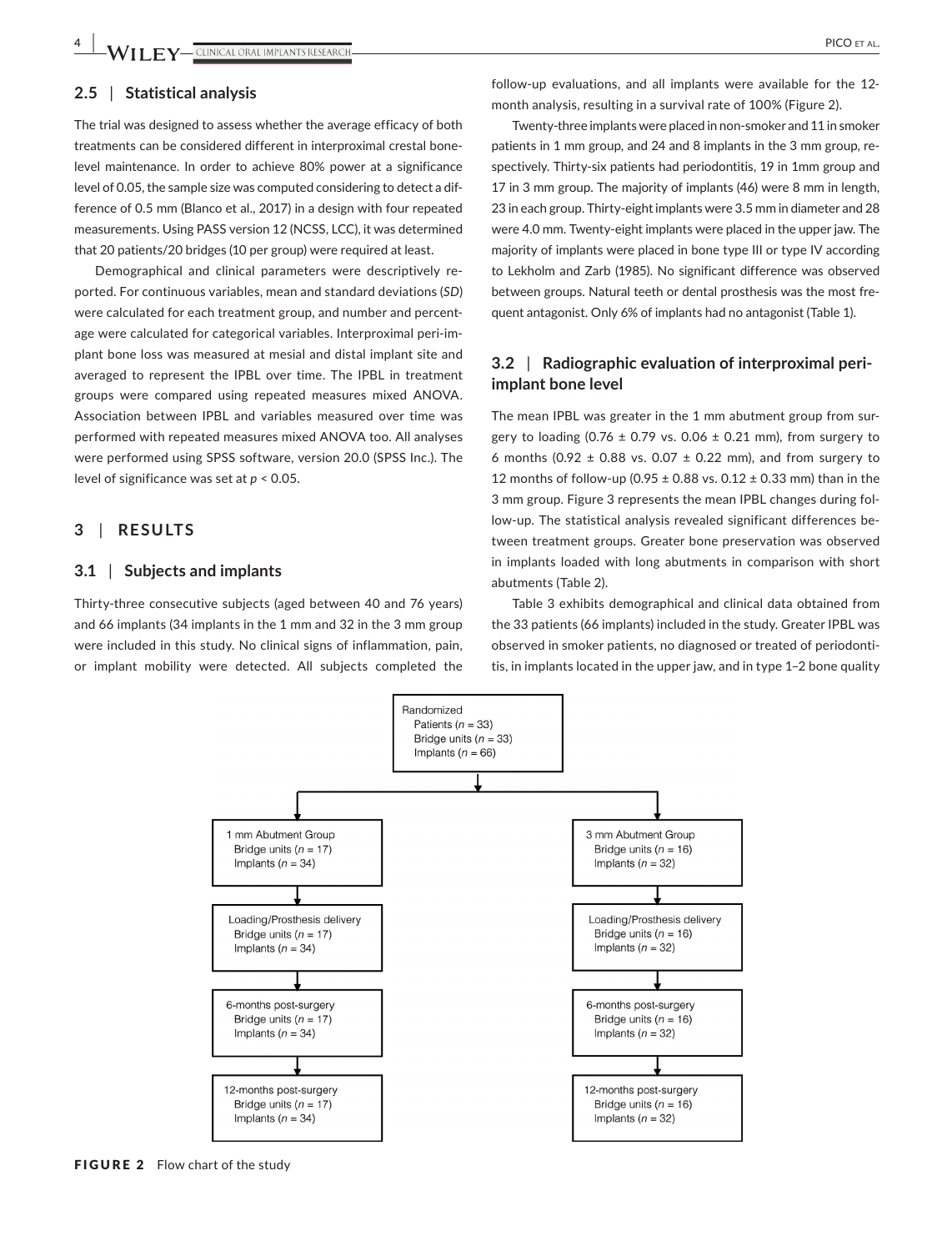### 2.5 | Statistical analysis

The trial was designed to assess whether the average efficacy of both treatments can be considered different in interproximal crestal bone-level maintenance. In order to achieve 80% power at a significance level of 0.05, the sample size was computed considering to detect a difference of 0.5 mm (Blanco et al., 2017) in a design with four repeated measurements. Using PASS version 12 (NCSS, LCC), it was determined that 20 patients/20 bridges (10 per group) were required at least.

Demographical and clinical parameters were descriptively reported. For continuous variables, mean and standard deviations (*SD*) were calculated for each treatment group, and number and percentage were calculated for categorical variables. Interproximal peri-implant bone loss was measured at mesial and distal implant site and averaged to represent the IPBL over time. The IPBL in treatment groups were compared using repeated measures mixed ANOVA. Association between IPBL and variables measured over time was performed with repeated measures mixed ANOVA too. All analyses were performed using SPSS software, version 20.0 (SPSS Inc.). The level of significance was set at $p < 0.05$.

## 3 | RESULTS

### 3.1 | Subjects and implants

Thirty-three consecutive subjects (aged between 40 and 76 years) and 66 implants (34 implants in the 1 mm and 32 in the 3 mm group were included in this study. No clinical signs of inflammation, pain, or implant mobility were detected. All subjects completed the follow-up evaluations, and all implants were available for the 12-month analysis, resulting in a survival rate of 100% (Figure 2).

Twenty-three implants were placed in non-smoker and 11 in smoker patients in 1 mm group, and 24 and 8 implants in the 3 mm group, respectively. Thirty-six patients had periodontitis, 19 in 1mm group and 17 in 3 mm group. The majority of implants (46) were 8 mm in length, 23 in each group. Thirty-eight implants were 3.5 mm in diameter and 28 were 4.0 mm. Twenty-eight implants were placed in the upper jaw. The majority of implants were placed in bone type III or type IV according to Lekholm and Zarb (1985). No significant difference was observed between groups. Natural teeth or dental prosthesis was the most frequent antagonist. Only 6% of implants had no antagonist (Table 1).

### 3.2 | Radiographic evaluation of interproximal peri-implant bone level

The mean IPBL was greater in the 1 mm abutment group from surgery to loading (0.76 ± 0.79 vs. 0.06 ± 0.21 mm), from surgery to 6 months (0.92 ± 0.88 vs. 0.07 ± 0.22 mm), and from surgery to 12 months of follow-up (0.95 ± 0.88 vs. 0.12 ± 0.33 mm) than in the 3 mm group. Figure 3 represents the mean IPBL changes during follow-up. The statistical analysis revealed significant differences between treatment groups. Greater bone preservation was observed in implants loaded with long abutments in comparison with short abutments (Table 2).

Table 3 exhibits demographical and clinical data obtained from the 33 patients (66 implants) included in the study. Greater IPBL was observed in smoker patients, no diagnosed or treated of periodontitis, in implants located in the upper jaw, and in type 1–2 bone quality

Randomized
Patients ($n$ = 33)
Bridge units ($n$ = 33)
Implants ($n$ = 66)

| 1 mm Abutment Group | 3 mm Abutment Group |
|---|---|
| Bridge units ($n$ = 17), Implants ($n$ = 34) | Bridge units ($n$ = 16), Implants ($n$ = 32) |
| Loading/Prosthesis delivery: Bridge units ($n$ = 17), Implants ($n$ = 34) | Loading/Prosthesis delivery: Bridge units ($n$ = 16), Implants ($n$ = 32) |
| 6-months post-surgery: Bridge units ($n$ = 17), Implants ($n$ = 34) | 6-months post-surgery: Bridge units ($n$ = 16), Implants ($n$ = 32) |
| 12-months post-surgery: Bridge units ($n$ = 17), Implants ($n$ = 34) | 12-months post-surgery: Bridge units ($n$ = 16), Implants ($n$ = 32) |

**FIGURE 2** Flow chart of the study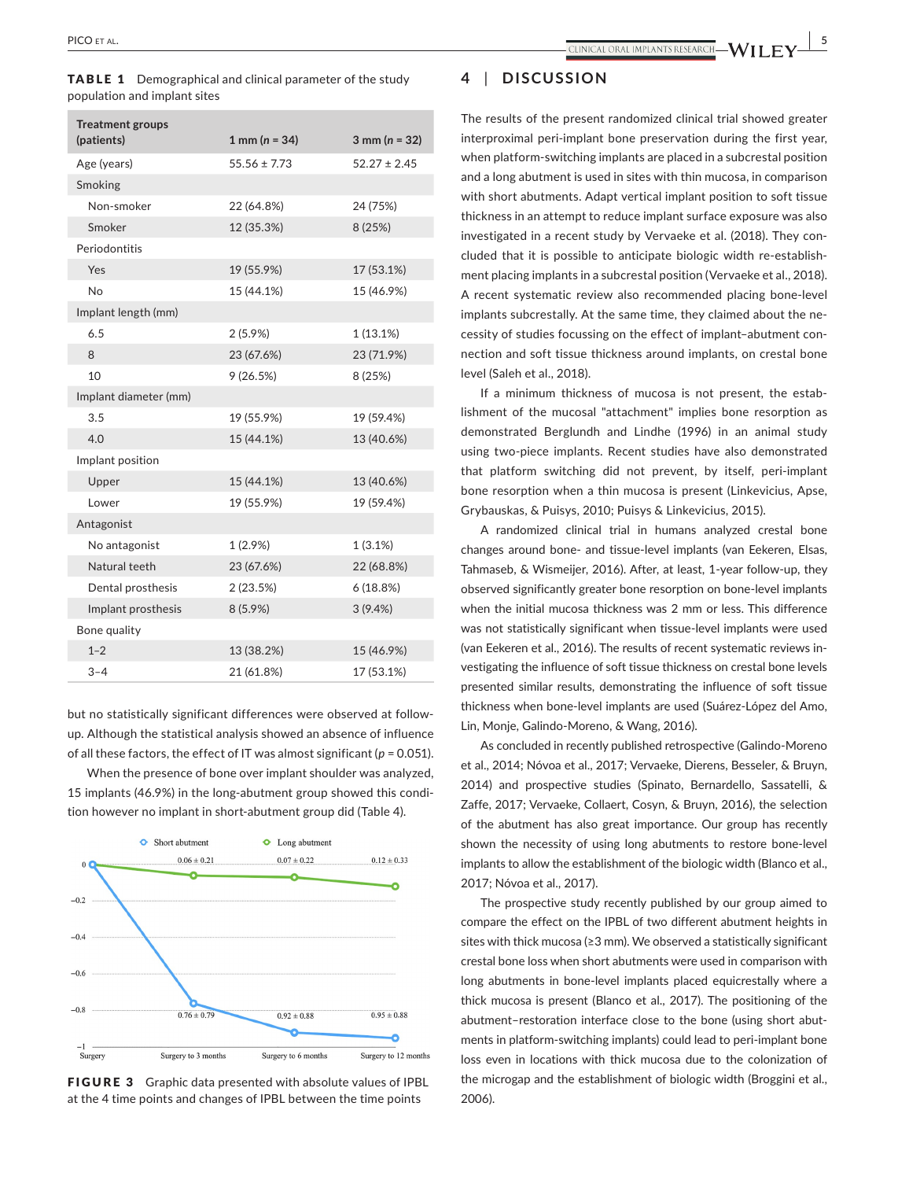**TABLE 1** Demographical and clinical parameter of the study population and implant sites

| Treatment groups (patients) | 1 mm (*n* = 34) | 3 mm (*n* = 32) |
|---|---|---|
| Age (years) | 55.56 ± 7.73 | 52.27 ± 2.45 |
| Smoking | | |
| Non-smoker | 22 (64.8%) | 24 (75%) |
| Smoker | 12 (35.3%) | 8 (25%) |
| Periodontitis | | |
| Yes | 19 (55.9%) | 17 (53.1%) |
| No | 15 (44.1%) | 15 (46.9%) |
| Implant length (mm) | | |
| 6.5 | 2 (5.9%) | 1 (13.1%) |
| 8 | 23 (67.6%) | 23 (71.9%) |
| 10 | 9 (26.5%) | 8 (25%) |
| Implant diameter (mm) | | |
| 3.5 | 19 (55.9%) | 19 (59.4%) |
| 4.0 | 15 (44.1%) | 13 (40.6%) |
| Implant position | | |
| Upper | 15 (44.1%) | 13 (40.6%) |
| Lower | 19 (55.9%) | 19 (59.4%) |
| Antagonist | | |
| No antagonist | 1 (2.9%) | 1 (3.1%) |
| Natural teeth | 23 (67.6%) | 22 (68.8%) |
| Dental prosthesis | 2 (23.5%) | 6 (18.8%) |
| Implant prosthesis | 8 (5.9%) | 3 (9.4%) |
| Bone quality | | |
| 1–2 | 13 (38.2%) | 15 (46.9%) |
| 3–4 | 21 (61.8%) | 17 (53.1%) |

but no statistically significant differences were observed at follow-up. Although the statistical analysis showed an absence of influence of all these factors, the effect of IT was almost significant ($p = 0.051$).

When the presence of bone over implant shoulder was analyzed, 15 implants (46.9%) in the long-abutment group showed this condition however no implant in short-abutment group did (Table 4).

**FIGURE 3** Graphic data presented with absolute values of IPBL at the 4 time points and changes of IPBL between the time points

## 4 | DISCUSSION

The results of the present randomized clinical trial showed greater interproximal peri-implant bone preservation during the first year, when platform-switching implants are placed in a subcrestal position and a long abutment is used in sites with thin mucosa, in comparison with short abutments. Adapt vertical implant position to soft tissue thickness in an attempt to reduce implant surface exposure was also investigated in a recent study by Vervaeke et al. (2018). They concluded that it is possible to anticipate biologic width re-establishment placing implants in a subcrestal position (Vervaeke et al., 2018). A recent systematic review also recommended placing bone-level implants subcrestally. At the same time, they claimed about the necessity of studies focussing on the effect of implant–abutment connection and soft tissue thickness around implants, on crestal bone level (Saleh et al., 2018).

If a minimum thickness of mucosa is not present, the establishment of the mucosal "attachment" implies bone resorption as demonstrated Berglundh and Lindhe (1996) in an animal study using two-piece implants. Recent studies have also demonstrated that platform switching did not prevent, by itself, peri-implant bone resorption when a thin mucosa is present (Linkevicius, Apse, Grybauskas, & Puisys, 2010; Puisys & Linkevicius, 2015).

A randomized clinical trial in humans analyzed crestal bone changes around bone- and tissue-level implants (van Eekeren, Elsas, Tahmaseb, & Wismeijer, 2016). After, at least, 1-year follow-up, they observed significantly greater bone resorption on bone-level implants when the initial mucosa thickness was 2 mm or less. This difference was not statistically significant when tissue-level implants were used (van Eekeren et al., 2016). The results of recent systematic reviews investigating the influence of soft tissue thickness on crestal bone levels presented similar results, demonstrating the influence of soft tissue thickness when bone-level implants are used (Suárez-López del Amo, Lin, Monje, Galindo-Moreno, & Wang, 2016).

As concluded in recently published retrospective (Galindo-Moreno et al., 2014; Nóvoa et al., 2017; Vervaeke, Dierens, Besseler, & Bruyn, 2014) and prospective studies (Spinato, Bernardello, Sassatelli, & Zaffe, 2017; Vervaeke, Collaert, Cosyn, & Bruyn, 2016), the selection of the abutment has also great importance. Our group has recently shown the necessity of using long abutments to restore bone-level implants to allow the establishment of the biologic width (Blanco et al., 2017; Nóvoa et al., 2017).

The prospective study recently published by our group aimed to compare the effect on the IPBL of two different abutment heights in sites with thick mucosa (≥3 mm). We observed a statistically significant crestal bone loss when short abutments were used in comparison with long abutments in bone-level implants placed equicrestally where a thick mucosa is present (Blanco et al., 2017). The positioning of the abutment–restoration interface close to the bone (using short abutments in platform-switching implants) could lead to peri-implant bone loss even in locations with thick mucosa due to the colonization of the microgap and the establishment of biologic width (Broggini et al., 2006).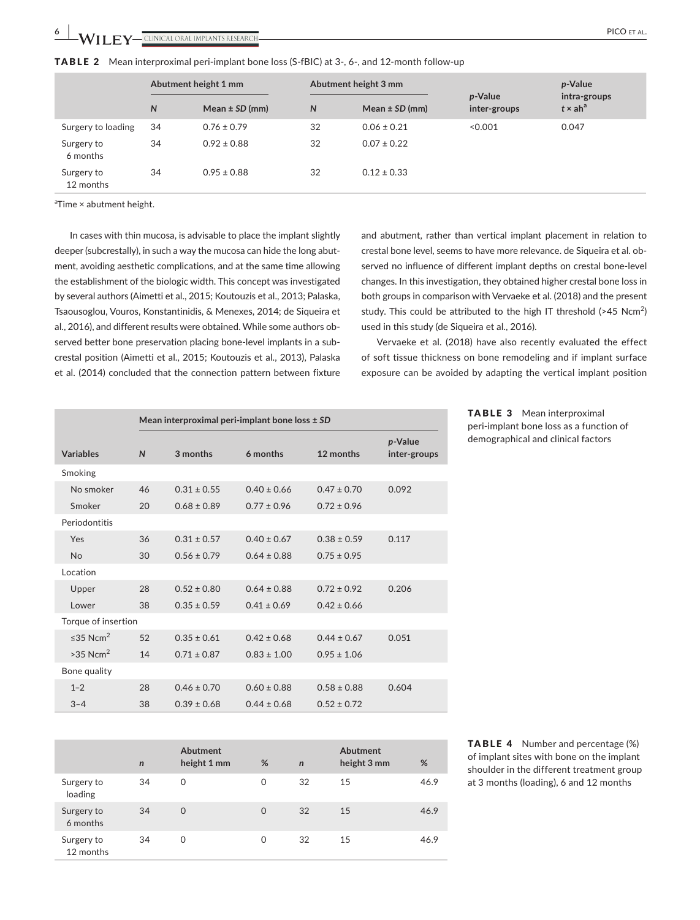**TABLE 2** Mean interproximal peri-implant bone loss (S-fBIC) at 3-, 6-, and 12-month follow-up

| | Abutment height 1 mm | | Abutment height 3 mm | | *p*-Value inter-groups | *p*-Value intra-groups $t \times ah$[a] |
|---|---|---|---|---|---|---|
| | *N* | Mean ± *SD* (mm) | *N* | Mean ± *SD* (mm) | | |
| Surgery to loading | 34 | 0.76 ± 0.79 | 32 | 0.06 ± 0.21 | <0.001 | 0.047 |
| Surgery to 6 months | 34 | 0.92 ± 0.88 | 32 | 0.07 ± 0.22 | | |
| Surgery to 12 months | 34 | 0.95 ± 0.88 | 32 | 0.12 ± 0.33 | | |

[a]Time × abutment height.

In cases with thin mucosa, is advisable to place the implant slightly deeper (subcrestally), in such a way the mucosa can hide the long abutment, avoiding aesthetic complications, and at the same time allowing the establishment of the biologic width. This concept was investigated by several authors (Aimetti et al., 2015; Koutouzis et al., 2013; Palaska, Tsaousoglou, Vouros, Konstantinidis, & Menexes, 2014; de Siqueira et al., 2016), and different results were obtained. While some authors observed better bone preservation placing bone-level implants in a subcrestal position (Aimetti et al., 2015; Koutouzis et al., 2013), Palaska et al. (2014) concluded that the connection pattern between fixture and abutment, rather than vertical implant placement in relation to crestal bone level, seems to have more relevance. de Siqueira et al. observed no influence of different implant depths on crestal bone-level changes. In this investigation, they obtained higher crestal bone loss in both groups in comparison with Vervaeke et al. (2018) and the present study. This could be attributed to the high IT threshold (>45 $Ncm^2$) used in this study (de Siqueira et al., 2016).

Vervaeke et al. (2018) have also recently evaluated the effect of soft tissue thickness on bone remodeling and if implant surface exposure can be avoided by adapting the vertical implant position

**TABLE 3** Mean interproximal peri-implant bone loss as a function of demographical and clinical factors

| Variables | *N* | Mean interproximal peri-implant bone loss ± *SD* 3 months | 6 months | 12 months | *p*-Value inter-groups |
|---|---|---|---|---|---|
| Smoking | | | | | |
| No smoker | 46 | 0.31 ± 0.55 | 0.40 ± 0.66 | 0.47 ± 0.70 | 0.092 |
| Smoker | 20 | 0.68 ± 0.89 | 0.77 ± 0.96 | 0.72 ± 0.96 | |
| Periodontitis | | | | | |
| Yes | 36 | 0.31 ± 0.57 | 0.40 ± 0.67 | 0.38 ± 0.59 | 0.117 |
| No | 30 | 0.56 ± 0.79 | 0.64 ± 0.88 | 0.75 ± 0.95 | |
| Location | | | | | |
| Upper | 28 | 0.52 ± 0.80 | 0.64 ± 0.88 | 0.72 ± 0.92 | 0.206 |
| Lower | 38 | 0.35 ± 0.59 | 0.41 ± 0.69 | 0.42 ± 0.66 | |
| Torque of insertion | | | | | |
| ≤35 $Ncm^2$ | 52 | 0.35 ± 0.61 | 0.42 ± 0.68 | 0.44 ± 0.67 | 0.051 |
| >35 $Ncm^2$ | 14 | 0.71 ± 0.87 | 0.83 ± 1.00 | 0.95 ± 1.06 | |
| Bone quality | | | | | |
| 1–2 | 28 | 0.46 ± 0.70 | 0.60 ± 0.88 | 0.58 ± 0.88 | 0.604 |
| 3–4 | 38 | 0.39 ± 0.68 | 0.44 ± 0.68 | 0.52 ± 0.72 | |

**TABLE 4** Number and percentage (%) of implant sites with bone on the implant shoulder in the different treatment group at 3 months (loading), 6 and 12 months

| | *n* | Abutment height 1 mm | % | *n* | Abutment height 3 mm | % |
|---|---|---|---|---|---|---|
| Surgery to loading | 34 | 0 | 0 | 32 | 15 | 46.9 |
| Surgery to 6 months | 34 | 0 | 0 | 32 | 15 | 46.9 |
| Surgery to 12 months | 34 | 0 | 0 | 32 | 15 | 46.9 |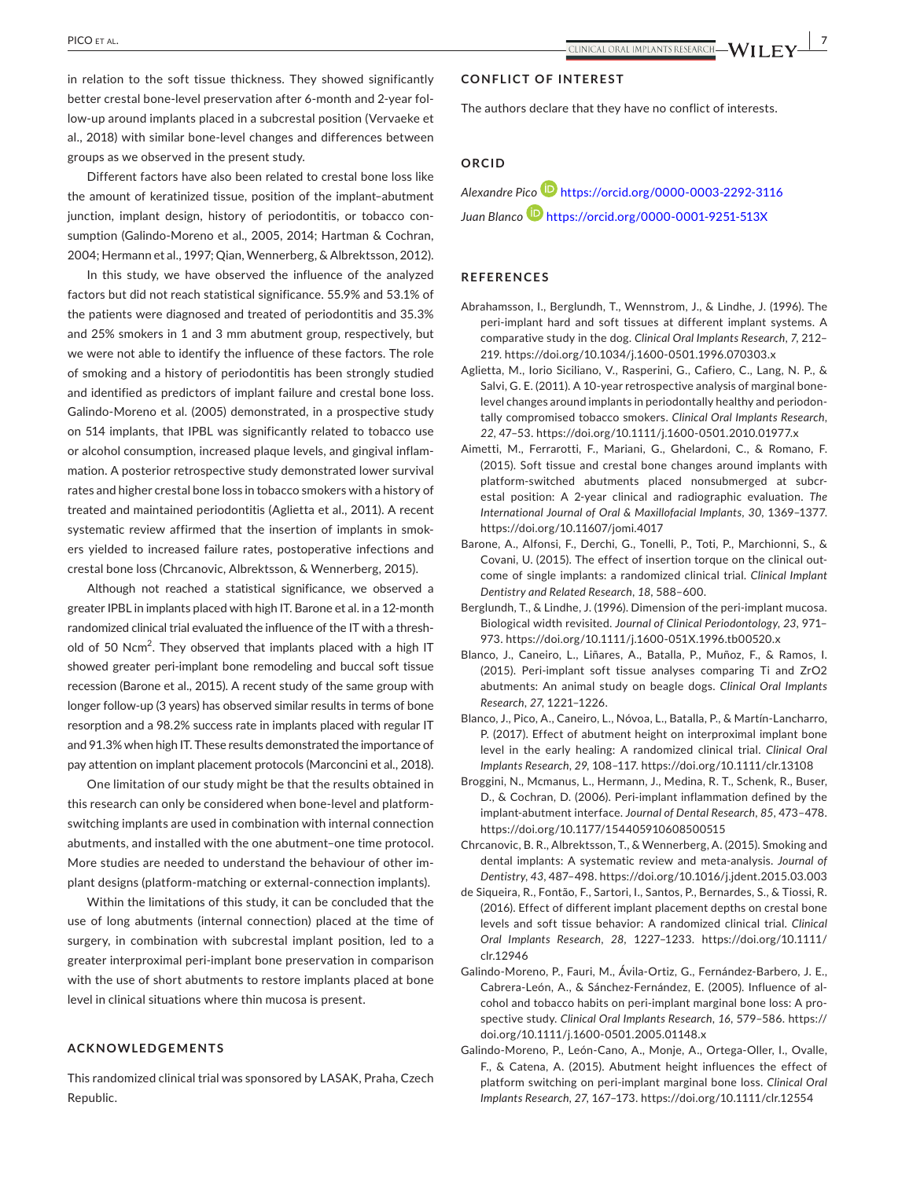in relation to the soft tissue thickness. They showed significantly better crestal bone-level preservation after 6-month and 2-year follow-up around implants placed in a subcrestal position (Vervaeke et al., 2018) with similar bone-level changes and differences between groups as we observed in the present study.

Different factors have also been related to crestal bone loss like the amount of keratinized tissue, position of the implant–abutment junction, implant design, history of periodontitis, or tobacco consumption (Galindo-Moreno et al., 2005, 2014; Hartman & Cochran, 2004; Hermann et al., 1997; Qian, Wennerberg, & Albrektsson, 2012).

In this study, we have observed the influence of the analyzed factors but did not reach statistical significance. 55.9% and 53.1% of the patients were diagnosed and treated of periodontitis and 35.3% and 25% smokers in 1 and 3 mm abutment group, respectively, but we were not able to identify the influence of these factors. The role of smoking and a history of periodontitis has been strongly studied and identified as predictors of implant failure and crestal bone loss. Galindo-Moreno et al. (2005) demonstrated, in a prospective study on 514 implants, that IPBL was significantly related to tobacco use or alcohol consumption, increased plaque levels, and gingival inflammation. A posterior retrospective study demonstrated lower survival rates and higher crestal bone loss in tobacco smokers with a history of treated and maintained periodontitis (Aglietta et al., 2011). A recent systematic review affirmed that the insertion of implants in smokers yielded to increased failure rates, postoperative infections and crestal bone loss (Chrcanovic, Albrektsson, & Wennerberg, 2015).

Although not reached a statistical significance, we observed a greater IPBL in implants placed with high IT. Barone et al. in a 12-month randomized clinical trial evaluated the influence of the IT with a threshold of 50 $Ncm^2$. They observed that implants placed with a high IT showed greater peri-implant bone remodeling and buccal soft tissue recession (Barone et al., 2015). A recent study of the same group with longer follow-up (3 years) has observed similar results in terms of bone resorption and a 98.2% success rate in implants placed with regular IT and 91.3% when high IT. These results demonstrated the importance of pay attention on implant placement protocols (Marconcini et al., 2018).

One limitation of our study might be that the results obtained in this research can only be considered when bone-level and platform-switching implants are used in combination with internal connection abutments, and installed with the one abutment–one time protocol. More studies are needed to understand the behaviour of other implant designs (platform-matching or external-connection implants).

Within the limitations of this study, it can be concluded that the use of long abutments (internal connection) placed at the time of surgery, in combination with subcrestal implant position, led to a greater interproximal peri-implant bone preservation in comparison with the use of short abutments to restore implants placed at bone level in clinical situations where thin mucosa is present.

## ACKNOWLEDGEMENTS

This randomized clinical trial was sponsored by LASAK, Praha, Czech Republic.

## CONFLICT OF INTEREST

The authors declare that they have no conflict of interests.

## ORCID

*Alexandre Pico* https://orcid.org/0000-0003-2292-3116

*Juan Blanco* https://orcid.org/0000-0001-9251-513X

## REFERENCES

Abrahamsson, I., Berglundh, T., Wennstrom, J., & Lindhe, J. (1996). The peri-implant hard and soft tissues at different implant systems. A comparative study in the dog. *Clinical Oral Implants Research*, *7*, 212–219. https://doi.org/10.1034/j.1600-0501.1996.070303.x

Aglietta, M., Iorio Siciliano, V., Rasperini, G., Cafiero, C., Lang, N. P., & Salvi, G. E. (2011). A 10-year retrospective analysis of marginal bone-level changes around implants in periodontally healthy and periodontally compromised tobacco smokers. *Clinical Oral Implants Research*, *22*, 47–53. https://doi.org/10.1111/j.1600-0501.2010.01977.x

Aimetti, M., Ferrarotti, F., Mariani, G., Ghelardoni, C., & Romano, F. (2015). Soft tissue and crestal bone changes around implants with platform-switched abutments placed nonsubmerged at subcrestal position: A 2-year clinical and radiographic evaluation. *The International Journal of Oral & Maxillofacial Implants*, *30*, 1369–1377. https://doi.org/10.11607/jomi.4017

Barone, A., Alfonsi, F., Derchi, G., Tonelli, P., Toti, P., Marchionni, S., & Covani, U. (2015). The effect of insertion torque on the clinical outcome of single implants: a randomized clinical trial. *Clinical Implant Dentistry and Related Research*, *18*, 588–600.

Berglundh, T., & Lindhe, J. (1996). Dimension of the peri-implant mucosa. Biological width revisited. *Journal of Clinical Periodontology*, *23*, 971–973. https://doi.org/10.1111/j.1600-051X.1996.tb00520.x

Blanco, J., Caneiro, L., Liñares, A., Batalla, P., Muñoz, F., & Ramos, I. (2015). Peri-implant soft tissue analyses comparing Ti and ZrO2 abutments: An animal study on beagle dogs. *Clinical Oral Implants Research*, *27*, 1221–1226.

Blanco, J., Pico, A., Caneiro, L., Nóvoa, L., Batalla, P., & Martín-Lancharro, P. (2017). Effect of abutment height on interproximal implant bone level in the early healing: A randomized clinical trial. *Clinical Oral Implants Research*, *29*, 108–117. https://doi.org/10.1111/clr.13108

Broggini, N., Mcmanus, L., Hermann, J., Medina, R. T., Schenk, R., Buser, D., & Cochran, D. (2006). Peri-implant inflammation defined by the implant-abutment interface. *Journal of Dental Research*, *85*, 473–478. https://doi.org/10.1177/154405910608500515

Chrcanovic, B. R., Albrektsson, T., & Wennerberg, A. (2015). Smoking and dental implants: A systematic review and meta-analysis. *Journal of Dentistry*, *43*, 487–498. https://doi.org/10.1016/j.jdent.2015.03.003

de Siqueira, R., Fontão, F., Sartori, I., Santos, P., Bernardes, S., & Tiossi, R. (2016). Effect of different implant placement depths on crestal bone levels and soft tissue behavior: A randomized clinical trial. *Clinical Oral Implants Research*, *28*, 1227–1233. https://doi.org/10.1111/clr.12946

Galindo-Moreno, P., Fauri, M., Ávila-Ortiz, G., Fernández-Barbero, J. E., Cabrera-León, A., & Sánchez-Fernández, E. (2005). Influence of alcohol and tobacco habits on peri-implant marginal bone loss: A prospective study. *Clinical Oral Implants Research*, *16*, 579–586. https://doi.org/10.1111/j.1600-0501.2005.01148.x

Galindo-Moreno, P., León-Cano, A., Monje, A., Ortega-Oller, I., Ovalle, F., & Catena, A. (2015). Abutment height influences the effect of platform switching on peri-implant marginal bone loss. *Clinical Oral Implants Research*, *27*, 167–173. https://doi.org/10.1111/clr.12554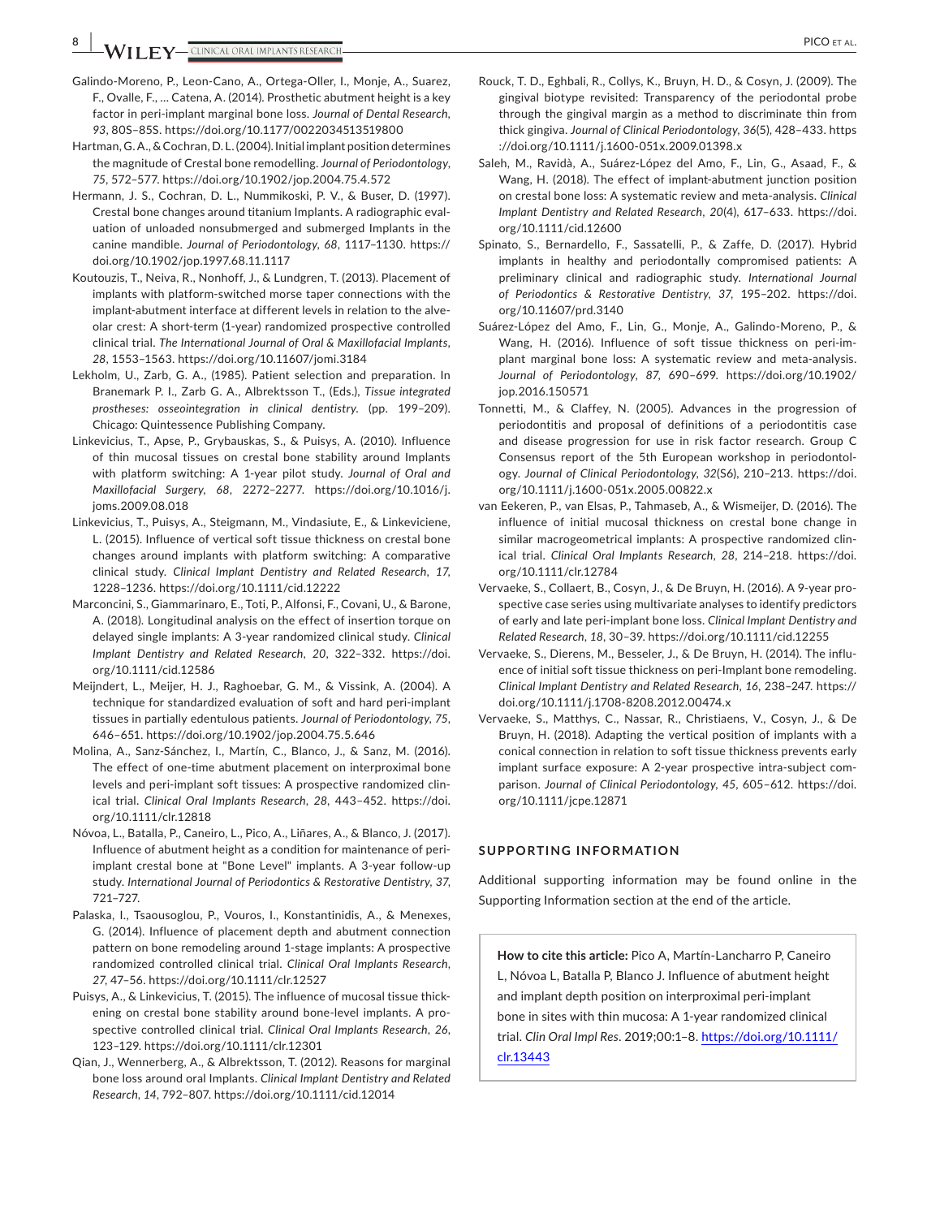Galindo-Moreno, P., Leon-Cano, A., Ortega-Oller, I., Monje, A., Suarez, F., Ovalle, F., … Catena, A. (2014). Prosthetic abutment height is a key factor in peri-implant marginal bone loss. *Journal of Dental Research*, *93*, 80S–85S. https://doi.org/10.1177/0022034513519800

Hartman, G. A., & Cochran, D. L. (2004). Initial implant position determines the magnitude of Crestal bone remodelling. *Journal of Periodontology*, *75*, 572–577. https://doi.org/10.1902/jop.2004.75.4.572

Hermann, J. S., Cochran, D. L., Nummikoski, P. V., & Buser, D. (1997). Crestal bone changes around titanium Implants. A radiographic evaluation of unloaded nonsubmerged and submerged Implants in the canine mandible. *Journal of Periodontology*, *68*, 1117–1130. https://doi.org/10.1902/jop.1997.68.11.1117

Koutouzis, T., Neiva, R., Nonhoff, J., & Lundgren, T. (2013). Placement of implants with platform-switched morse taper connections with the implant-abutment interface at different levels in relation to the alveolar crest: A short-term (1-year) randomized prospective controlled clinical trial. *The International Journal of Oral & Maxillofacial Implants*, *28*, 1553–1563. https://doi.org/10.11607/jomi.3184

Lekholm, U., Zarb, G. A., (1985). Patient selection and preparation. In Branemark P. I., Zarb G. A., Albrektsson T., (Eds.), *Tissue integrated prostheses: osseointegration in clinical dentistry*. (pp. 199–209). Chicago: Quintessence Publishing Company.

Linkevicius, T., Apse, P., Grybauskas, S., & Puisys, A. (2010). Influence of thin mucosal tissues on crestal bone stability around Implants with platform switching: A 1-year pilot study. *Journal of Oral and Maxillofacial Surgery*, *68*, 2272–2277. https://doi.org/10.1016/j.joms.2009.08.018

Linkevicius, T., Puisys, A., Steigmann, M., Vindasiute, E., & Linkeviciene, L. (2015). Influence of vertical soft tissue thickness on crestal bone changes around implants with platform switching: A comparative clinical study. *Clinical Implant Dentistry and Related Research*, *17*, 1228–1236. https://doi.org/10.1111/cid.12222

Marconcini, S., Giammarinaro, E., Toti, P., Alfonsi, F., Covani, U., & Barone, A. (2018). Longitudinal analysis on the effect of insertion torque on delayed single implants: A 3-year randomized clinical study. *Clinical Implant Dentistry and Related Research*, *20*, 322–332. https://doi.org/10.1111/cid.12586

Meijndert, L., Meijer, H. J., Raghoebar, G. M., & Vissink, A. (2004). A technique for standardized evaluation of soft and hard peri-implant tissues in partially edentulous patients. *Journal of Periodontology*, *75*, 646–651. https://doi.org/10.1902/jop.2004.75.5.646

Molina, A., Sanz-Sánchez, I., Martín, C., Blanco, J., & Sanz, M. (2016). The effect of one-time abutment placement on interproximal bone levels and peri-implant soft tissues: A prospective randomized clinical trial. *Clinical Oral Implants Research*, *28*, 443–452. https://doi.org/10.1111/clr.12818

Nóvoa, L., Batalla, P., Caneiro, L., Pico, A., Liñares, A., & Blanco, J. (2017). Influence of abutment height as a condition for maintenance of peri-implant crestal bone at "Bone Level" implants. A 3-year follow-up study. *International Journal of Periodontics & Restorative Dentistry*, *37*, 721–727.

Palaska, I., Tsaousoglou, P., Vouros, I., Konstantinidis, A., & Menexes, G. (2014). Influence of placement depth and abutment connection pattern on bone remodeling around 1-stage implants: A prospective randomized controlled clinical trial. *Clinical Oral Implants Research*, *27*, 47–56. https://doi.org/10.1111/clr.12527

Puisys, A., & Linkevicius, T. (2015). The influence of mucosal tissue thickening on crestal bone stability around bone-level implants. A prospective controlled clinical trial. *Clinical Oral Implants Research*, *26*, 123–129. https://doi.org/10.1111/clr.12301

Qian, J., Wennerberg, A., & Albrektsson, T. (2012). Reasons for marginal bone loss around oral Implants. *Clinical Implant Dentistry and Related Research*, *14*, 792–807. https://doi.org/10.1111/cid.12014

Rouck, T. D., Eghbali, R., Collys, K., Bruyn, H. D., & Cosyn, J. (2009). The gingival biotype revisited: Transparency of the periodontal probe through the gingival margin as a method to discriminate thin from thick gingiva. *Journal of Clinical Periodontology*, *36*(5), 428–433. https://doi.org/10.1111/j.1600-051x.2009.01398.x

Saleh, M., Ravidà, A., Suárez-López del Amo, F., Lin, G., Asaad, F., & Wang, H. (2018). The effect of implant-abutment junction position on crestal bone loss: A systematic review and meta-analysis. *Clinical Implant Dentistry and Related Research*, *20*(4), 617–633. https://doi.org/10.1111/cid.12600

Spinato, S., Bernardello, F., Sassatelli, P., & Zaffe, D. (2017). Hybrid implants in healthy and periodontally compromised patients: A preliminary clinical and radiographic study. *International Journal of Periodontics & Restorative Dentistry*, *37*, 195–202. https://doi.org/10.11607/prd.3140

Suárez-López del Amo, F., Lin, G., Monje, A., Galindo-Moreno, P., & Wang, H. (2016). Influence of soft tissue thickness on peri-implant marginal bone loss: A systematic review and meta-analysis. *Journal of Periodontology*, *87*, 690–699. https://doi.org/10.1902/jop.2016.150571

Tonnetti, M., & Claffey, N. (2005). Advances in the progression of periodontitis and proposal of definitions of a periodontitis case and disease progression for use in risk factor research. Group C Consensus report of the 5th European workshop in periodontology. *Journal of Clinical Periodontology*, *32*(S6), 210–213. https://doi.org/10.1111/j.1600-051x.2005.00822.x

van Eekeren, P., van Elsas, P., Tahmaseb, A., & Wismeijer, D. (2016). The influence of initial mucosal thickness on crestal bone change in similar macrogeometrical implants: A prospective randomized clinical trial. *Clinical Oral Implants Research*, *28*, 214–218. https://doi.org/10.1111/clr.12784

Vervaeke, S., Collaert, B., Cosyn, J., & De Bruyn, H. (2016). A 9-year prospective case series using multivariate analyses to identify predictors of early and late peri-implant bone loss. *Clinical Implant Dentistry and Related Research*, *18*, 30–39. https://doi.org/10.1111/cid.12255

Vervaeke, S., Dierens, M., Besseler, J., & De Bruyn, H. (2014). The influence of initial soft tissue thickness on peri-Implant bone remodeling. *Clinical Implant Dentistry and Related Research*, *16*, 238–247. https://doi.org/10.1111/j.1708-8208.2012.00474.x

Vervaeke, S., Matthys, C., Nassar, R., Christiaens, V., Cosyn, J., & De Bruyn, H. (2018). Adapting the vertical position of implants with a conical connection in relation to soft tissue thickness prevents early implant surface exposure: A 2-year prospective intra-subject comparison. *Journal of Clinical Periodontology*, *45*, 605–612. https://doi.org/10.1111/jcpe.12871

## SUPPORTING INFORMATION

Additional supporting information may be found online in the Supporting Information section at the end of the article.

**How to cite this article:** Pico A, Martín-Lancharro P, Caneiro L, Nóvoa L, Batalla P, Blanco J. Influence of abutment height and implant depth position on interproximal peri-implant bone in sites with thin mucosa: A 1-year randomized clinical trial. *Clin Oral Impl Res*. 2019;00:1–8. https://doi.org/10.1111/clr.13443